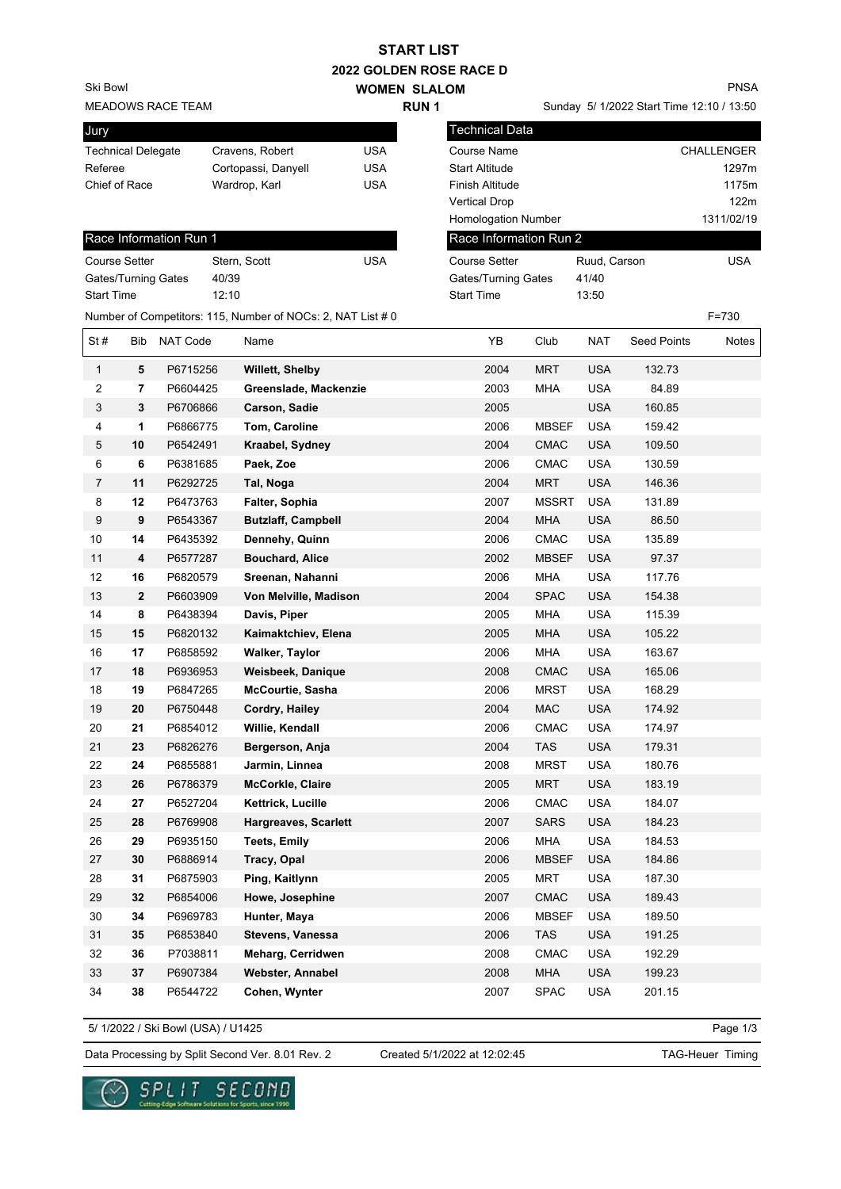# START LIST

## 2022 GOLDEN ROSE RACE D

### WOMEN SLALOM

### RUN 1

Ski Bowl
MEADOWS RACE TEAM

PNSA
Sunday 5/ 1/2022 Start Time 12:10 / 13:50

| Jury | | |
|---|---|---|
| Technical Delegate | Cravens, Robert | USA |
| Referee | Cortopassi, Danyell | USA |
| Chief of Race | Wardrop, Karl | USA |

| Technical Data | |
|---|---|
| Course Name | CHALLENGER |
| Start Altitude | 1297m |
| Finish Altitude | 1175m |
| Vertical Drop | 122m |
| Homologation Number | 1311/02/19 |

| Race Information Run 1 | | |
|---|---|---|
| Course Setter | Stern, Scott | USA |
| Gates/Turning Gates | 40/39 | |
| Start Time | 12:10 | |

| Race Information Run 2 | | |
|---|---|---|
| Course Setter | Ruud, Carson | USA |
| Gates/Turning Gates | 41/40 | |
| Start Time | 13:50 | |

Number of Competitors: 115, Number of NOCs: 2, NAT List # 0

F=730

| St # | Bib | NAT Code | Name | YB | Club | NAT | Seed Points | Notes |
|---|---|---|---|---|---|---|---|---|
| 1 | **5** | P6715256 | **Willett, Shelby** | 2004 | MRT | USA | 132.73 | |
| 2 | **7** | P6604425 | **Greenslade, Mackenzie** | 2003 | MHA | USA | 84.89 | |
| 3 | **3** | P6706866 | **Carson, Sadie** | 2005 | | USA | 160.85 | |
| 4 | **1** | P6866775 | **Tom, Caroline** | 2006 | MBSEF | USA | 159.42 | |
| 5 | **10** | P6542491 | **Kraabel, Sydney** | 2004 | CMAC | USA | 109.50 | |
| 6 | **6** | P6381685 | **Paek, Zoe** | 2006 | CMAC | USA | 130.59 | |
| 7 | **11** | P6292725 | **Tal, Noga** | 2004 | MRT | USA | 146.36 | |
| 8 | **12** | P6473763 | **Falter, Sophia** | 2007 | MSSRT | USA | 131.89 | |
| 9 | **9** | P6543367 | **Butzlaff, Campbell** | 2004 | MHA | USA | 86.50 | |
| 10 | **14** | P6435392 | **Dennehy, Quinn** | 2006 | CMAC | USA | 135.89 | |
| 11 | **4** | P6577287 | **Bouchard, Alice** | 2002 | MBSEF | USA | 97.37 | |
| 12 | **16** | P6820579 | **Sreenan, Nahanni** | 2006 | MHA | USA | 117.76 | |
| 13 | **2** | P6603909 | **Von Melville, Madison** | 2004 | SPAC | USA | 154.38 | |
| 14 | **8** | P6438394 | **Davis, Piper** | 2005 | MHA | USA | 115.39 | |
| 15 | **15** | P6820132 | **Kaimaktchiev, Elena** | 2005 | MHA | USA | 105.22 | |
| 16 | **17** | P6858592 | **Walker, Taylor** | 2006 | MHA | USA | 163.67 | |
| 17 | **18** | P6936953 | **Weisbeek, Danique** | 2008 | CMAC | USA | 165.06 | |
| 18 | **19** | P6847265 | **McCourtie, Sasha** | 2006 | MRST | USA | 168.29 | |
| 19 | **20** | P6750448 | **Cordry, Hailey** | 2004 | MAC | USA | 174.92 | |
| 20 | **21** | P6854012 | **Willie, Kendall** | 2006 | CMAC | USA | 174.97 | |
| 21 | **23** | P6826276 | **Bergerson, Anja** | 2004 | TAS | USA | 179.31 | |
| 22 | **24** | P6855881 | **Jarmin, Linnea** | 2008 | MRST | USA | 180.76 | |
| 23 | **26** | P6786379 | **McCorkle, Claire** | 2005 | MRT | USA | 183.19 | |
| 24 | **27** | P6527204 | **Kettrick, Lucille** | 2006 | CMAC | USA | 184.07 | |
| 25 | **28** | P6769908 | **Hargreaves, Scarlett** | 2007 | SARS | USA | 184.23 | |
| 26 | **29** | P6935150 | **Teets, Emily** | 2006 | MHA | USA | 184.53 | |
| 27 | **30** | P6886914 | **Tracy, Opal** | 2006 | MBSEF | USA | 184.86 | |
| 28 | **31** | P6875903 | **Ping, Kaitlynn** | 2005 | MRT | USA | 187.30 | |
| 29 | **32** | P6854006 | **Howe, Josephine** | 2007 | CMAC | USA | 189.43 | |
| 30 | **34** | P6969783 | **Hunter, Maya** | 2006 | MBSEF | USA | 189.50 | |
| 31 | **35** | P6853840 | **Stevens, Vanessa** | 2006 | TAS | USA | 191.25 | |
| 32 | **36** | P7038811 | **Meharg, Cerridwen** | 2008 | CMAC | USA | 192.29 | |
| 33 | **37** | P6907384 | **Webster, Annabel** | 2008 | MHA | USA | 199.23 | |
| 34 | **38** | P6544722 | **Cohen, Wynter** | 2007 | SPAC | USA | 201.15 | |

5/ 1/2022 / Ski Bowl (USA) / U1425

Data Processing by Split Second Ver. 8.01 Rev. 2 Created 5/1/2022 at 12:02:45 TAG-Heuer Timing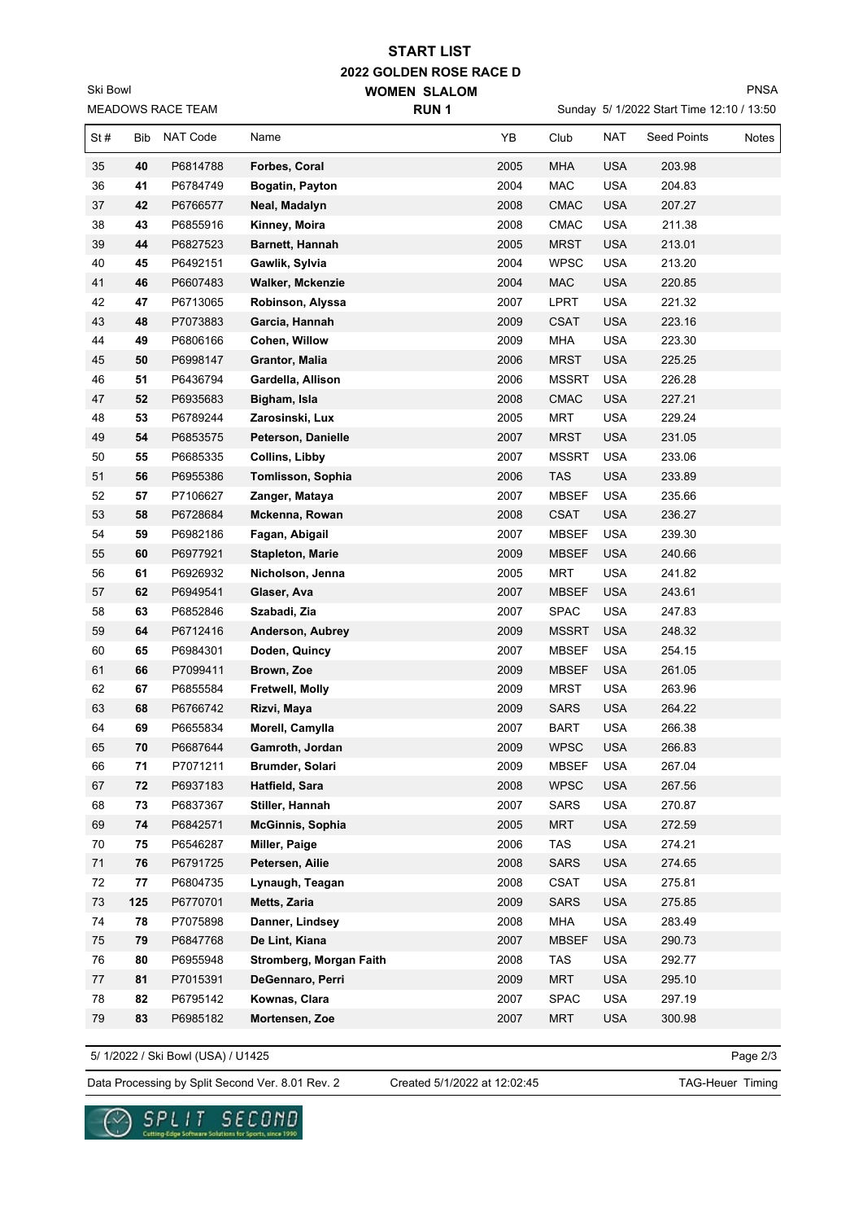# START LIST

## 2022 GOLDEN ROSE RACE D

### WOMEN SLALOM

### RUN 1

Ski Bowl
MEADOWS RACE TEAM

PNSA
Sunday 5/ 1/2022 Start Time 12:10 / 13:50

| St # | Bib | NAT Code | Name | YB | Club | NAT | Seed Points | Notes |
|---|---|---|---|---|---|---|---|---|
| 35 | **40** | P6814788 | **Forbes, Coral** | 2005 | MHA | USA | 203.98 | |
| 36 | **41** | P6784749 | **Bogatin, Payton** | 2004 | MAC | USA | 204.83 | |
| 37 | **42** | P6766577 | **Neal, Madalyn** | 2008 | CMAC | USA | 207.27 | |
| 38 | **43** | P6855916 | **Kinney, Moira** | 2008 | CMAC | USA | 211.38 | |
| 39 | **44** | P6827523 | **Barnett, Hannah** | 2005 | MRST | USA | 213.01 | |
| 40 | **45** | P6492151 | **Gawlik, Sylvia** | 2004 | WPSC | USA | 213.20 | |
| 41 | **46** | P6607483 | **Walker, Mckenzie** | 2004 | MAC | USA | 220.85 | |
| 42 | **47** | P6713065 | **Robinson, Alyssa** | 2007 | LPRT | USA | 221.32 | |
| 43 | **48** | P7073883 | **Garcia, Hannah** | 2009 | CSAT | USA | 223.16 | |
| 44 | **49** | P6806166 | **Cohen, Willow** | 2009 | MHA | USA | 223.30 | |
| 45 | **50** | P6998147 | **Grantor, Malia** | 2006 | MRST | USA | 225.25 | |
| 46 | **51** | P6436794 | **Gardella, Allison** | 2006 | MSSRT | USA | 226.28 | |
| 47 | **52** | P6935683 | **Bigham, Isla** | 2008 | CMAC | USA | 227.21 | |
| 48 | **53** | P6789244 | **Zarosinski, Lux** | 2005 | MRT | USA | 229.24 | |
| 49 | **54** | P6853575 | **Peterson, Danielle** | 2007 | MRST | USA | 231.05 | |
| 50 | **55** | P6685335 | **Collins, Libby** | 2007 | MSSRT | USA | 233.06 | |
| 51 | **56** | P6955386 | **Tomlisson, Sophia** | 2006 | TAS | USA | 233.89 | |
| 52 | **57** | P7106627 | **Zanger, Mataya** | 2007 | MBSEF | USA | 235.66 | |
| 53 | **58** | P6728684 | **Mckenna, Rowan** | 2008 | CSAT | USA | 236.27 | |
| 54 | **59** | P6982186 | **Fagan, Abigail** | 2007 | MBSEF | USA | 239.30 | |
| 55 | **60** | P6977921 | **Stapleton, Marie** | 2009 | MBSEF | USA | 240.66 | |
| 56 | **61** | P6926932 | **Nicholson, Jenna** | 2005 | MRT | USA | 241.82 | |
| 57 | **62** | P6949541 | **Glaser, Ava** | 2007 | MBSEF | USA | 243.61 | |
| 58 | **63** | P6852846 | **Szabadi, Zia** | 2007 | SPAC | USA | 247.83 | |
| 59 | **64** | P6712416 | **Anderson, Aubrey** | 2009 | MSSRT | USA | 248.32 | |
| 60 | **65** | P6984301 | **Doden, Quincy** | 2007 | MBSEF | USA | 254.15 | |
| 61 | **66** | P7099411 | **Brown, Zoe** | 2009 | MBSEF | USA | 261.05 | |
| 62 | **67** | P6855584 | **Fretwell, Molly** | 2009 | MRST | USA | 263.96 | |
| 63 | **68** | P6766742 | **Rizvi, Maya** | 2009 | SARS | USA | 264.22 | |
| 64 | **69** | P6655834 | **Morell, Camylla** | 2007 | BART | USA | 266.38 | |
| 65 | **70** | P6687644 | **Gamroth, Jordan** | 2009 | WPSC | USA | 266.83 | |
| 66 | **71** | P7071211 | **Brumder, Solari** | 2009 | MBSEF | USA | 267.04 | |
| 67 | **72** | P6937183 | **Hatfield, Sara** | 2008 | WPSC | USA | 267.56 | |
| 68 | **73** | P6837367 | **Stiller, Hannah** | 2007 | SARS | USA | 270.87 | |
| 69 | **74** | P6842571 | **McGinnis, Sophia** | 2005 | MRT | USA | 272.59 | |
| 70 | **75** | P6546287 | **Miller, Paige** | 2006 | TAS | USA | 274.21 | |
| 71 | **76** | P6791725 | **Petersen, Ailie** | 2008 | SARS | USA | 274.65 | |
| 72 | **77** | P6804735 | **Lynaugh, Teagan** | 2008 | CSAT | USA | 275.81 | |
| 73 | **125** | P6770701 | **Metts, Zaria** | 2009 | SARS | USA | 275.85 | |
| 74 | **78** | P7075898 | **Danner, Lindsey** | 2008 | MHA | USA | 283.49 | |
| 75 | **79** | P6847768 | **De Lint, Kiana** | 2007 | MBSEF | USA | 290.73 | |
| 76 | **80** | P6955948 | **Stromberg, Morgan Faith** | 2008 | TAS | USA | 292.77 | |
| 77 | **81** | P7015391 | **DeGennaro, Perri** | 2009 | MRT | USA | 295.10 | |
| 78 | **82** | P6795142 | **Kownas, Clara** | 2007 | SPAC | USA | 297.19 | |
| 79 | **83** | P6985182 | **Mortensen, Zoe** | 2007 | MRT | USA | 300.98 | |

5/ 1/2022 / Ski Bowl (USA) / U1425

Data Processing by Split Second Ver. 8.01 Rev. 2 | Created 5/1/2022 at 12:02:45 | TAG-Heuer Timing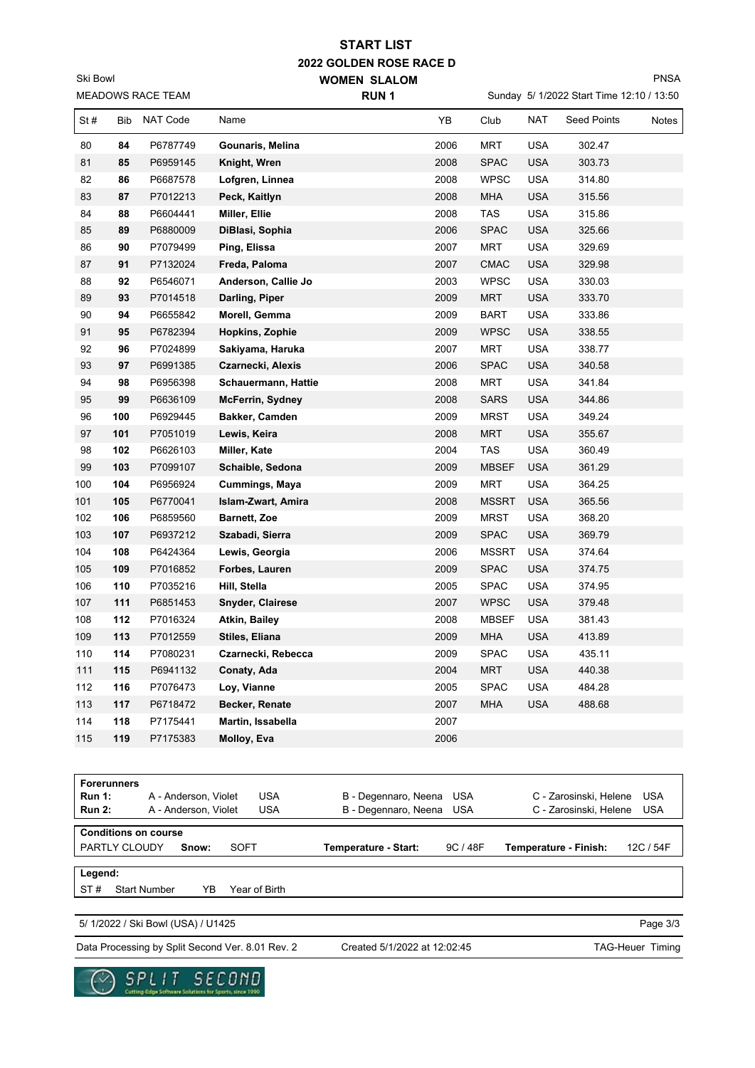# START LIST

## 2022 GOLDEN ROSE RACE D

## WOMEN SLALOM

### RUN 1

Ski Bowl
MEADOWS RACE TEAM

PNSA
Sunday 5/ 1/2022 Start Time 12:10 / 13:50

| St # | Bib | NAT Code | Name | YB | Club | NAT | Seed Points | Notes |
|---|---|---|---|---|---|---|---|---|
| 80 | **84** | P6787749 | **Gounaris, Melina** | 2006 | MRT | USA | 302.47 | |
| 81 | **85** | P6959145 | **Knight, Wren** | 2008 | SPAC | USA | 303.73 | |
| 82 | **86** | P6687578 | **Lofgren, Linnea** | 2008 | WPSC | USA | 314.80 | |
| 83 | **87** | P7012213 | **Peck, Kaitlyn** | 2008 | MHA | USA | 315.56 | |
| 84 | **88** | P6604441 | **Miller, Ellie** | 2008 | TAS | USA | 315.86 | |
| 85 | **89** | P6880009 | **DiBlasi, Sophia** | 2006 | SPAC | USA | 325.66 | |
| 86 | **90** | P7079499 | **Ping, Elissa** | 2007 | MRT | USA | 329.69 | |
| 87 | **91** | P7132024 | **Freda, Paloma** | 2007 | CMAC | USA | 329.98 | |
| 88 | **92** | P6546071 | **Anderson, Callie Jo** | 2003 | WPSC | USA | 330.03 | |
| 89 | **93** | P7014518 | **Darling, Piper** | 2009 | MRT | USA | 333.70 | |
| 90 | **94** | P6655842 | **Morell, Gemma** | 2009 | BART | USA | 333.86 | |
| 91 | **95** | P6782394 | **Hopkins, Zophie** | 2009 | WPSC | USA | 338.55 | |
| 92 | **96** | P7024899 | **Sakiyama, Haruka** | 2007 | MRT | USA | 338.77 | |
| 93 | **97** | P6991385 | **Czarnecki, Alexis** | 2006 | SPAC | USA | 340.58 | |
| 94 | **98** | P6956398 | **Schauermann, Hattie** | 2008 | MRT | USA | 341.84 | |
| 95 | **99** | P6636109 | **McFerrin, Sydney** | 2008 | SARS | USA | 344.86 | |
| 96 | **100** | P6929445 | **Bakker, Camden** | 2009 | MRST | USA | 349.24 | |
| 97 | **101** | P7051019 | **Lewis, Keira** | 2008 | MRT | USA | 355.67 | |
| 98 | **102** | P6626103 | **Miller, Kate** | 2004 | TAS | USA | 360.49 | |
| 99 | **103** | P7099107 | **Schaible, Sedona** | 2009 | MBSEF | USA | 361.29 | |
| 100 | **104** | P6956924 | **Cummings, Maya** | 2009 | MRT | USA | 364.25 | |
| 101 | **105** | P6770041 | **Islam-Zwart, Amira** | 2008 | MSSRT | USA | 365.56 | |
| 102 | **106** | P6859560 | **Barnett, Zoe** | 2009 | MRST | USA | 368.20 | |
| 103 | **107** | P6937212 | **Szabadi, Sierra** | 2009 | SPAC | USA | 369.79 | |
| 104 | **108** | P6424364 | **Lewis, Georgia** | 2006 | MSSRT | USA | 374.64 | |
| 105 | **109** | P7016852 | **Forbes, Lauren** | 2009 | SPAC | USA | 374.75 | |
| 106 | **110** | P7035216 | **Hill, Stella** | 2005 | SPAC | USA | 374.95 | |
| 107 | **111** | P6851453 | **Snyder, Clairese** | 2007 | WPSC | USA | 379.48 | |
| 108 | **112** | P7016324 | **Atkin, Bailey** | 2008 | MBSEF | USA | 381.43 | |
| 109 | **113** | P7012559 | **Stiles, Eliana** | 2009 | MHA | USA | 413.89 | |
| 110 | **114** | P7080231 | **Czarnecki, Rebecca** | 2009 | SPAC | USA | 435.11 | |
| 111 | **115** | P6941132 | **Conaty, Ada** | 2004 | MRT | USA | 440.38 | |
| 112 | **116** | P7076473 | **Loy, Vianne** | 2005 | SPAC | USA | 484.28 | |
| 113 | **117** | P6718472 | **Becker, Renate** | 2007 | MHA | USA | 488.68 | |
| 114 | **118** | P7175441 | **Martin, Issabella** | 2007 | | | | |
| 115 | **119** | P7175383 | **Molloy, Eva** | 2006 | | | | |

**Forerunners**

| | | | | | | |
|---|---|---|---|---|---|---|
| **Run 1:** | A - Anderson, Violet | USA | B - Degennaro, Neena | USA | C - Zarosinski, Helene | USA |
| **Run 2:** | A - Anderson, Violet | USA | B - Degennaro, Neena | USA | C - Zarosinski, Helene | USA |

**Conditions on course**

PARTLY CLOUDY **Snow:** SOFT **Temperature - Start:** 9C / 48F **Temperature - Finish:** 12C / 54F

**Legend:**

ST # Start Number YB Year of Birth

5/ 1/2022 / Ski Bowl (USA) / U1425

Data Processing by Split Second Ver. 8.01 Rev. 2 Created 5/1/2022 at 12:02:45 TAG-Heuer Timing